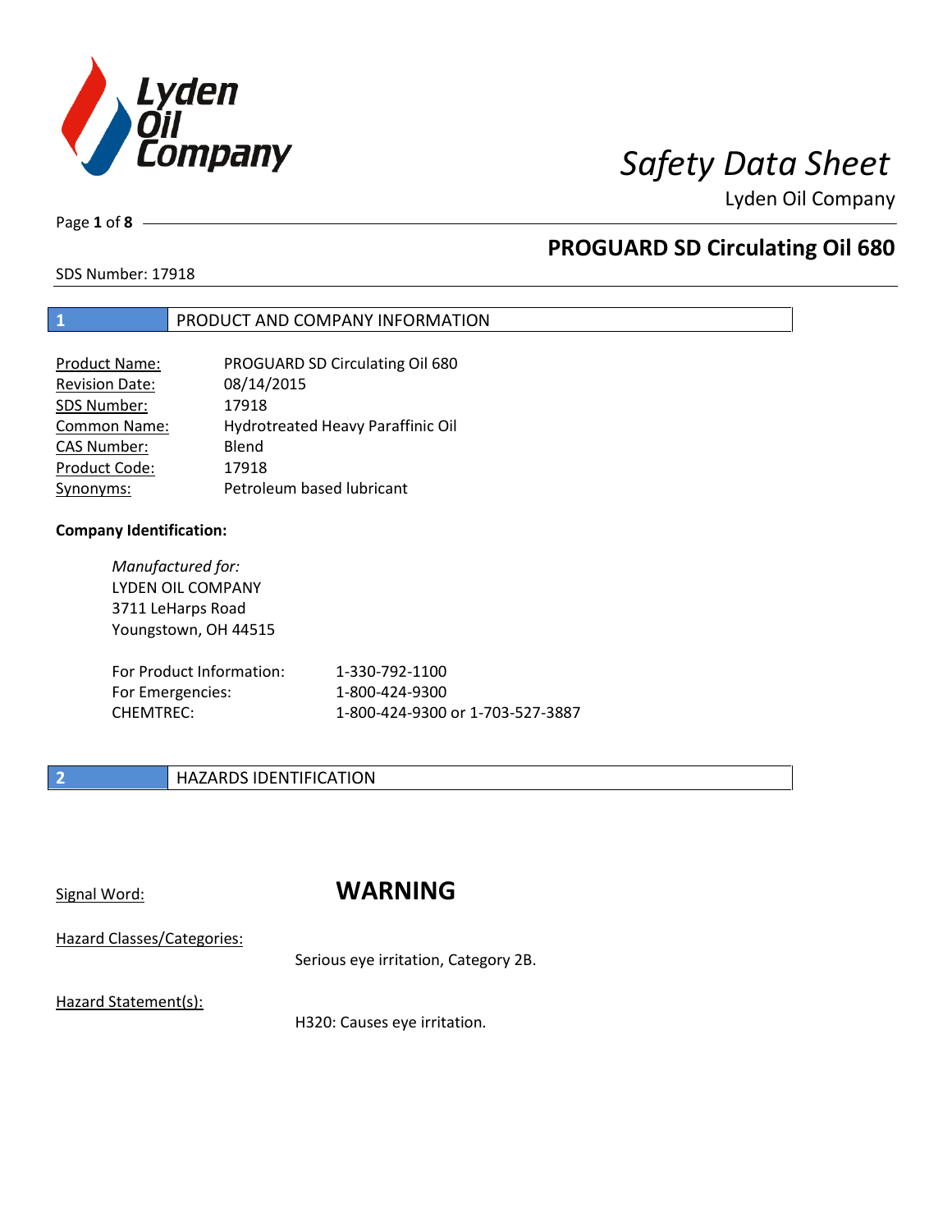# Safety Data Sheet

Lyden Oil Company

## PROGUARD SD Circulating Oil 680

SDS Number: 17918

## 1 PRODUCT AND COMPANY INFORMATION

| | |
|---|---|
| Product Name: | PROGUARD SD Circulating Oil 680 |
| Revision Date: | 08/14/2015 |
| SDS Number: | 17918 |
| Common Name: | Hydrotreated Heavy Paraffinic Oil |
| CAS Number: | Blend |
| Product Code: | 17918 |
| Synonyms: | Petroleum based lubricant |

**Company Identification:**

*Manufactured for:*
LYDEN OIL COMPANY
3711 LeHarps Road
Youngstown, OH 44515

| | |
|---|---|
| For Product Information: | 1-330-792-1100 |
| For Emergencies: | 1-800-424-9300 |
| CHEMTREC: | 1-800-424-9300 or 1-703-527-3887 |

## 2 HAZARDS IDENTIFICATION

Signal Word: **WARNING**

Hazard Classes/Categories:

Serious eye irritation, Category 2B.

Hazard Statement(s):

H320: Causes eye irritation.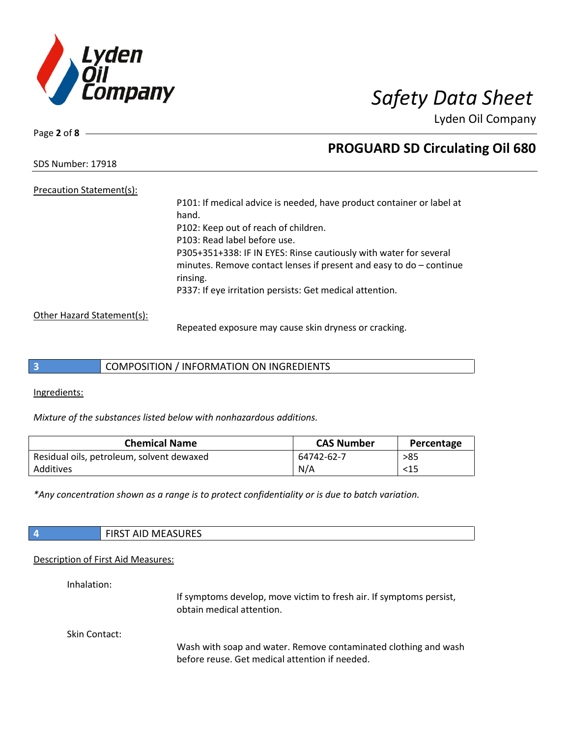Precation Statement(s):

P101: If medical advice is needed, have product container or label at hand.
P102: Keep out of reach of children.
P103: Read label before use.
P305+351+338: IF IN EYES: Rinse cautiously with water for several minutes. Remove contact lenses if present and easy to do – continue rinsing.
P337: If eye irritation persists: Get medical attention.

Other Hazard Statement(s):

Repeated exposure may cause skin dryness or cracking.

## 3 COMPOSITION / INFORMATION ON INGREDIENTS

Ingredients:

*Mixture of the substances listed below with nonhazardous additions.*

| Chemical Name | CAS Number | Percentage |
|---|---|---|
| Residual oils, petroleum, solvent dewaxed | 64742-62-7 | >85 |
| Additives | N/A | <15 |

*\*Any concentration shown as a range is to protect confidentiality or is due to batch variation.*

## 4 FIRST AID MEASURES

Description of First Aid Measures:

Inhalation:

If symptoms develop, move victim to fresh air. If symptoms persist, obtain medical attention.

Skin Contact:

Wash with soap and water. Remove contaminated clothing and wash before reuse. Get medical attention if needed.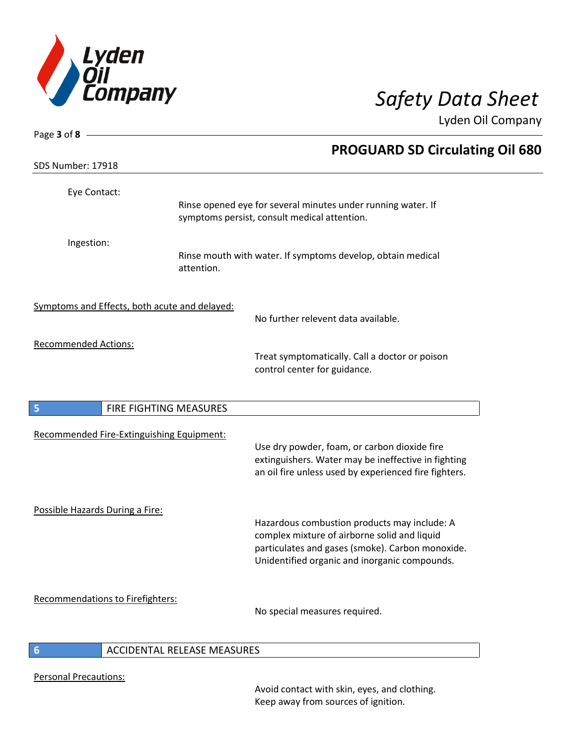Eye Contact:

Rinse opened eye for several minutes under running water. If symptoms persist, consult medical attention.

Ingestion:

Rinse mouth with water. If symptoms develop, obtain medical attention.

Symptoms and Effects, both acute and delayed:

No further relevent data available.

Recommended Actions:

Treat symptomatically. Call a doctor or poison control center for guidance.

## 5 FIRE FIGHTING MEASURES

Recommended Fire-Extinguishing Equipment:

Use dry powder, foam, or carbon dioxide fire extinguishers. Water may be ineffective in fighting an oil fire unless used by experienced fire fighters.

Possible Hazards During a Fire:

Hazardous combustion products may include: A complex mixture of airborne solid and liquid particulates and gases (smoke). Carbon monoxide. Unidentified organic and inorganic compounds.

Recommendations to Firefighters:

No special measures required.

## 6 ACCIDENTAL RELEASE MEASURES

Personal Precautions:

Avoid contact with skin, eyes, and clothing. Keep away from sources of ignition.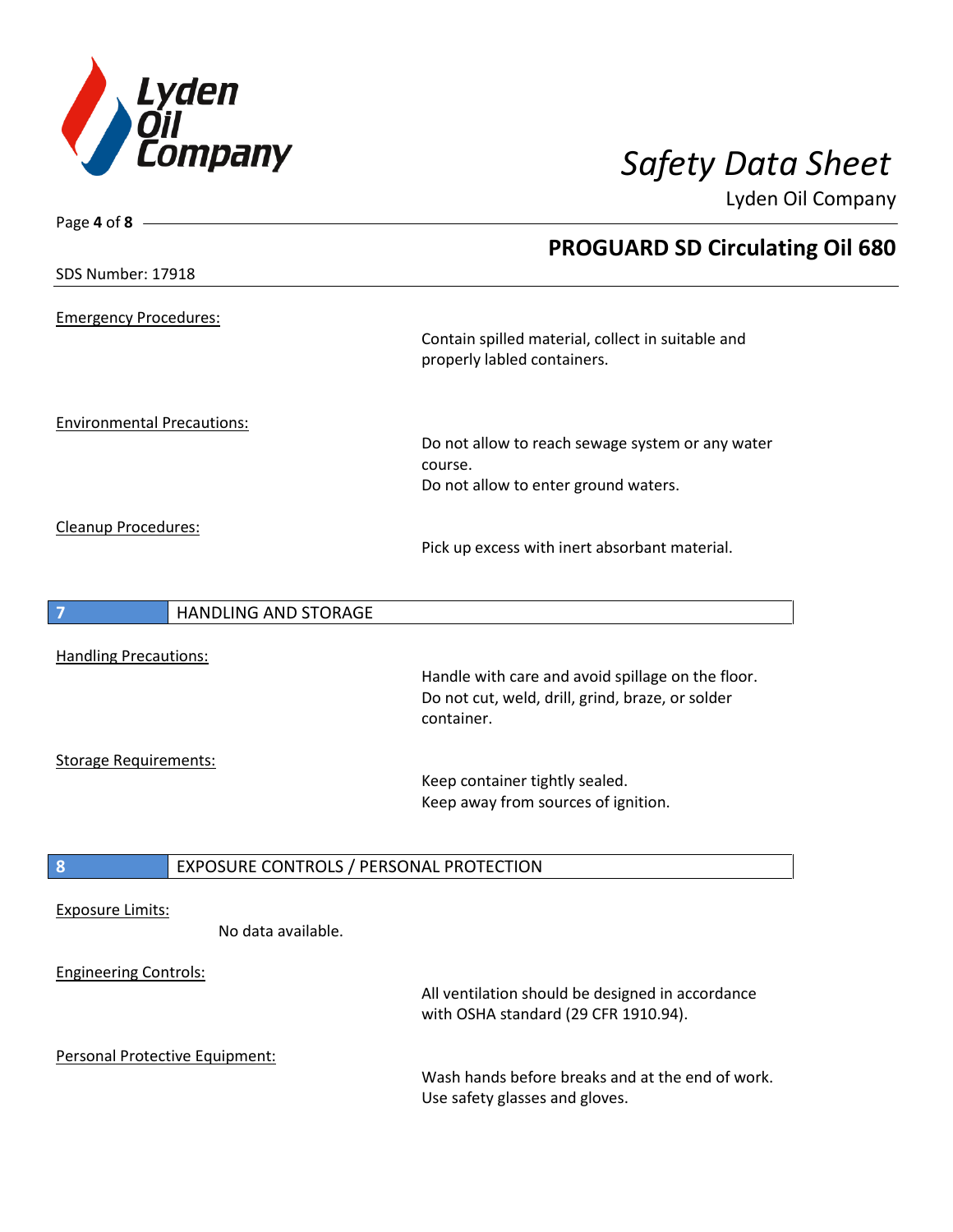Emergency Procedures:

Contain spilled material, collect in suitable and properly labled containers.

Environmental Precautions:

Do not allow to reach sewage system or any water course.
Do not allow to enter ground waters.

Cleanup Procedures:

Pick up excess with inert absorbant material.

## 7 HANDLING AND STORAGE

Handling Precautions:

Handle with care and avoid spillage on the floor.
Do not cut, weld, drill, grind, braze, or solder container.

Storage Requirements:

Keep container tightly sealed.
Keep away from sources of ignition.

## 8 EXPOSURE CONTROLS / PERSONAL PROTECTION

Exposure Limits:

No data available.

Engineering Controls:

All ventilation should be designed in accordance with OSHA standard (29 CFR 1910.94).

Personal Protective Equipment:

Wash hands before breaks and at the end of work.
Use safety glasses and gloves.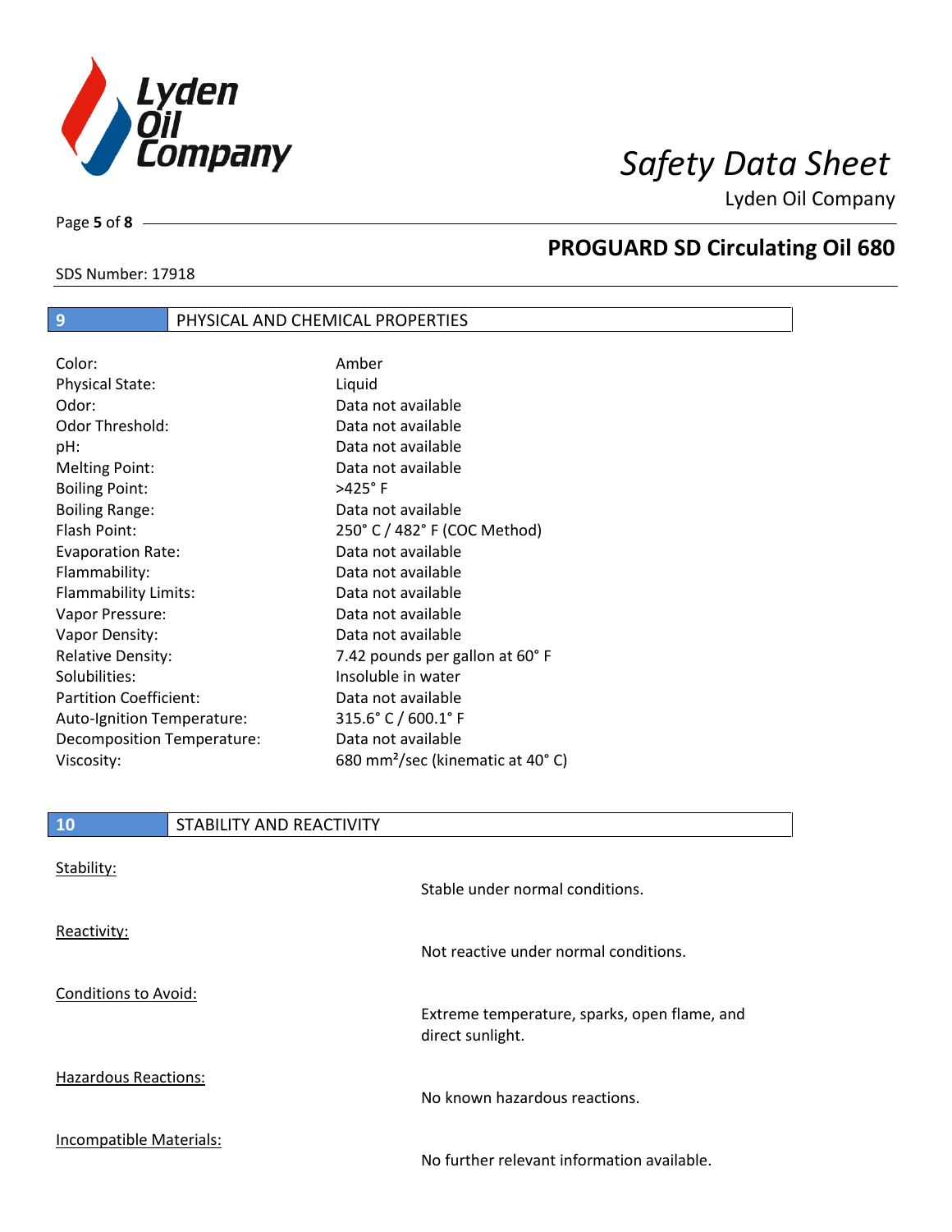## 9 PHYSICAL AND CHEMICAL PROPERTIES

| | |
|---|---|
| Color: | Amber |
| Physical State: | Liquid |
| Odor: | Data not available |
| Odor Threshold: | Data not available |
| pH: | Data not available |
| Melting Point: | Data not available |
| Boiling Point: | >425° F |
| Boiling Range: | Data not available |
| Flash Point: | 250° C / 482° F (COC Method) |
| Evaporation Rate: | Data not available |
| Flammability: | Data not available |
| Flammability Limits: | Data not available |
| Vapor Pressure: | Data not available |
| Vapor Density: | Data not available |
| Relative Density: | 7.42 pounds per gallon at 60° F |
| Solubilities: | Insoluble in water |
| Partition Coefficient: | Data not available |
| Auto-Ignition Temperature: | 315.6° C / 600.1° F |
| Decomposition Temperature: | Data not available |
| Viscosity: | 680 $mm^2$/sec (kinematic at 40° C) |

## 10 STABILITY AND REACTIVITY

Stability:

Stable under normal conditions.

Reactivity:

Not reactive under normal conditions.

Conditions to Avoid:

Extreme temperature, sparks, open flame, and direct sunlight.

Hazardous Reactions:

No known hazardous reactions.

Incompatible Materials:

No further relevant information available.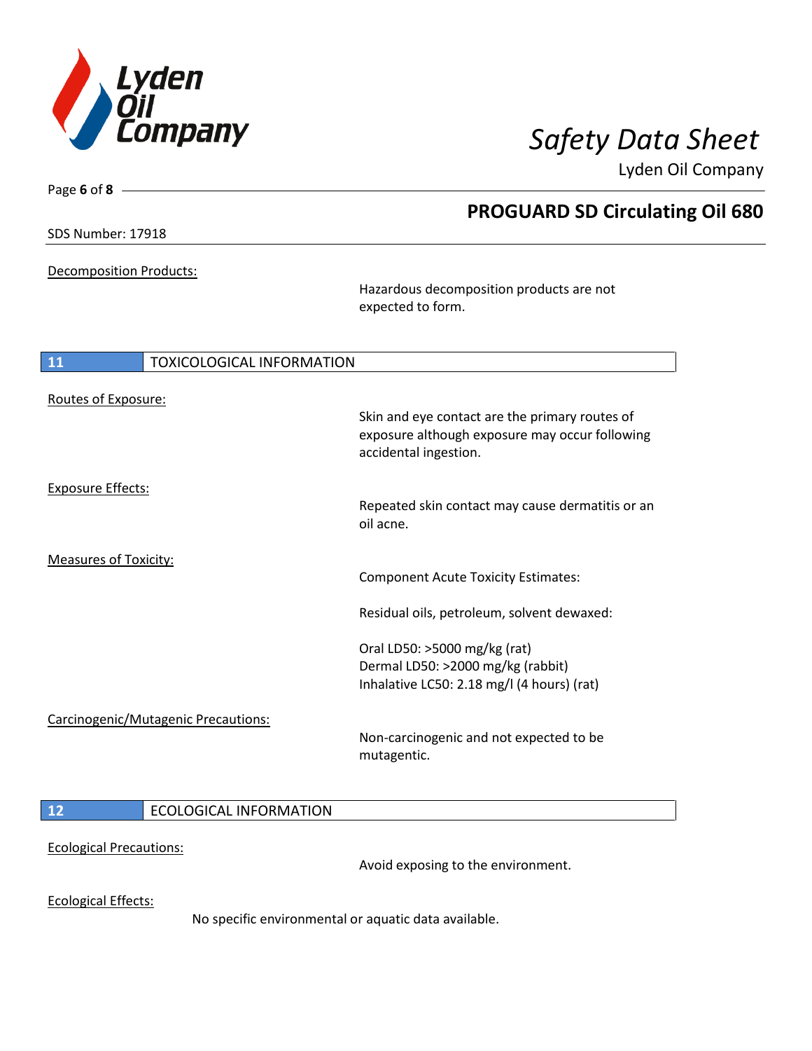Decomposition Products:

Hazardous decomposition products are not expected to form.

## 11 TOXICOLOGICAL INFORMATION

Routes of Exposure:

Skin and eye contact are the primary routes of exposure although exposure may occur following accidental ingestion.

Exposure Effects:

Repeated skin contact may cause dermatitis or an oil acne.

Measures of Toxicity:

Component Acute Toxicity Estimates:

Residual oils, petroleum, solvent dewaxed:

Oral LD50: >5000 mg/kg (rat)
Dermal LD50: >2000 mg/kg (rabbit)
Inhalative LC50: 2.18 mg/l (4 hours) (rat)

Carcinogenic/Mutagenic Precautions:

Non-carcinogenic and not expected to be mutagentic.

## 12 ECOLOGICAL INFORMATION

Ecological Precautions:

Avoid exposing to the environment.

Ecological Effects:

No specific environmental or aquatic data available.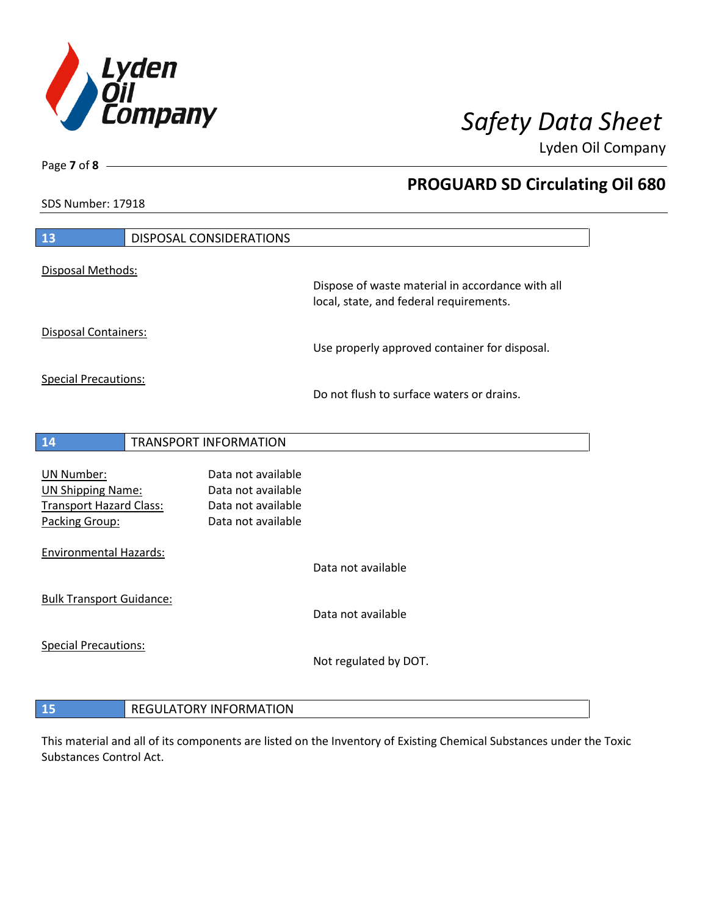## 13 DISPOSAL CONSIDERATIONS

Disposal Methods:

Dispose of waste material in accordance with all local, state, and federal requirements.

Disposal Containers:

Use properly approved container for disposal.

Special Precautions:

Do not flush to surface waters or drains.

## 14 TRANSPORT INFORMATION

| | |
|---|---|
| UN Number: | Data not available |
| UN Shipping Name: | Data not available |
| Transport Hazard Class: | Data not available |
| Packing Group: | Data not available |

Environmental Hazards:

Data not available

Bulk Transport Guidance:

Data not available

Special Precautions:

Not regulated by DOT.

## 15 REGULATORY INFORMATION

This material and all of its components are listed on the Inventory of Existing Chemical Substances under the Toxic Substances Control Act.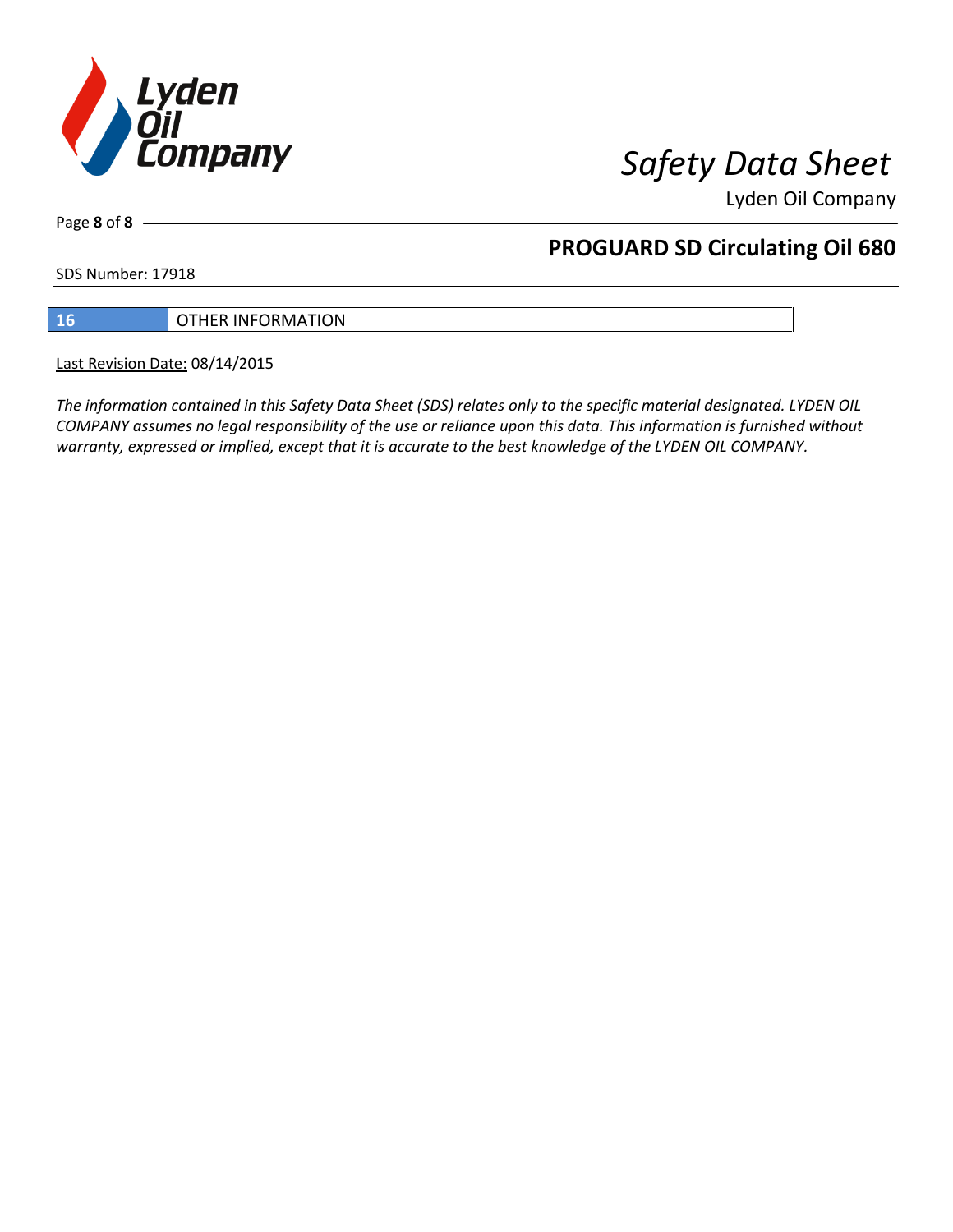## 16 OTHER INFORMATION

Last Revision Date: 08/14/2015

*The information contained in this Safety Data Sheet (SDS) relates only to the specific material designated. LYDEN OIL COMPANY assumes no legal responsibility of the use or reliance upon this data. This information is furnished without warranty, expressed or implied, except that it is accurate to the best knowledge of the LYDEN OIL COMPANY.*